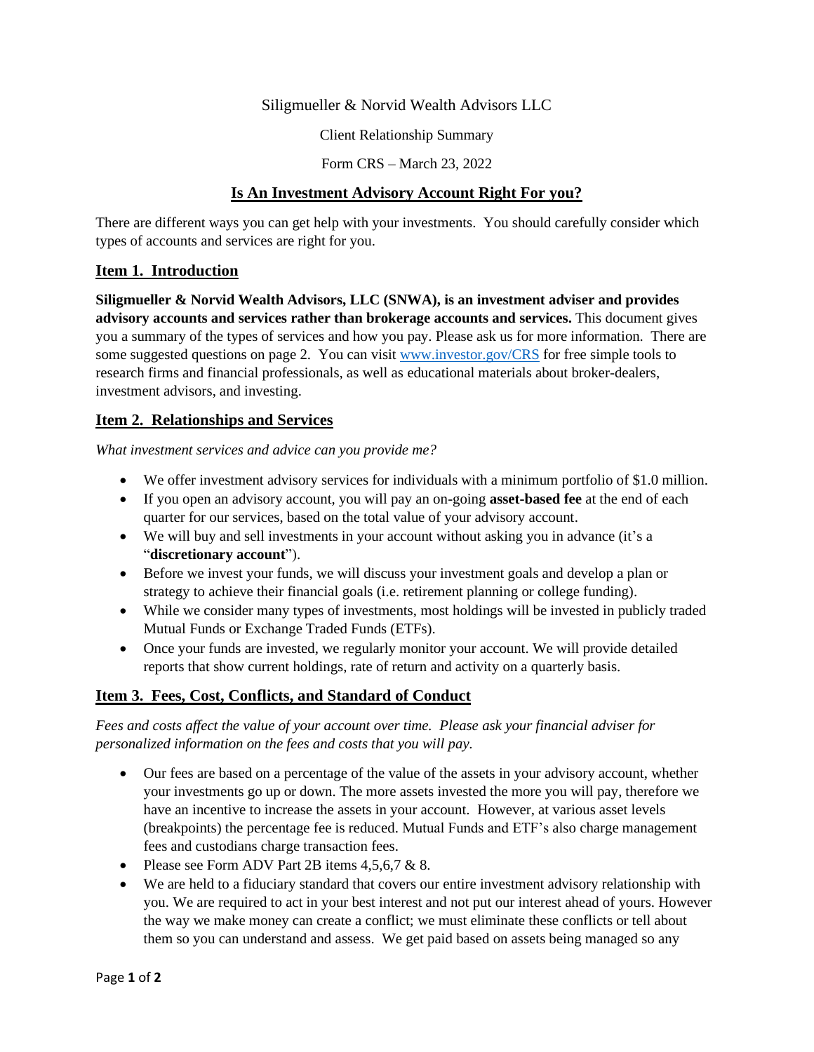Siligmueller & Norvid Wealth Advisors LLC

Client Relationship Summary

Form CRS – March 23, 2022

## Is An Investment Advisory Account Right For you?

There are different ways you can get help with your investments. You should carefully consider which types of accounts and services are right for you.

## Item 1. Introduction

**Siligmueller & Norvid Wealth Advisors, LLC (SNWA), is an investment adviser and provides advisory accounts and services rather than brokerage accounts and services.** This document gives you a summary of the types of services and how you pay. Please ask us for more information. There are some suggested questions on page 2. You can visit [www.investor.gov/CRS](www.investor.gov/CRS) for free simple tools to research firms and financial professionals, as well as educational materials about broker-dealers, investment advisors, and investing.

## Item 2. Relationships and Services

*What investment services and advice can you provide me?*

- We offer investment advisory services for individuals with a minimum portfolio of $1.0 million.
- If you open an advisory account, you will pay an on-going **asset-based fee** at the end of each quarter for our services, based on the total value of your advisory account.
- We will buy and sell investments in your account without asking you in advance (it's a "**discretionary account**").
- Before we invest your funds, we will discuss your investment goals and develop a plan or strategy to achieve their financial goals (i.e. retirement planning or college funding).
- While we consider many types of investments, most holdings will be invested in publicly traded Mutual Funds or Exchange Traded Funds (ETFs).
- Once your funds are invested, we regularly monitor your account. We will provide detailed reports that show current holdings, rate of return and activity on a quarterly basis.

## Item 3. Fees, Cost, Conflicts, and Standard of Conduct

*Fees and costs affect the value of your account over time. Please ask your financial adviser for personalized information on the fees and costs that you will pay.*

- Our fees are based on a percentage of the value of the assets in your advisory account, whether your investments go up or down. The more assets invested the more you will pay, therefore we have an incentive to increase the assets in your account. However, at various asset levels (breakpoints) the percentage fee is reduced. Mutual Funds and ETF's also charge management fees and custodians charge transaction fees.
- Please see Form ADV Part 2B items 4,5,6,7 & 8.
- We are held to a fiduciary standard that covers our entire investment advisory relationship with you. We are required to act in your best interest and not put our interest ahead of yours. However the way we make money can create a conflict; we must eliminate these conflicts or tell about them so you can understand and assess. We get paid based on assets being managed so any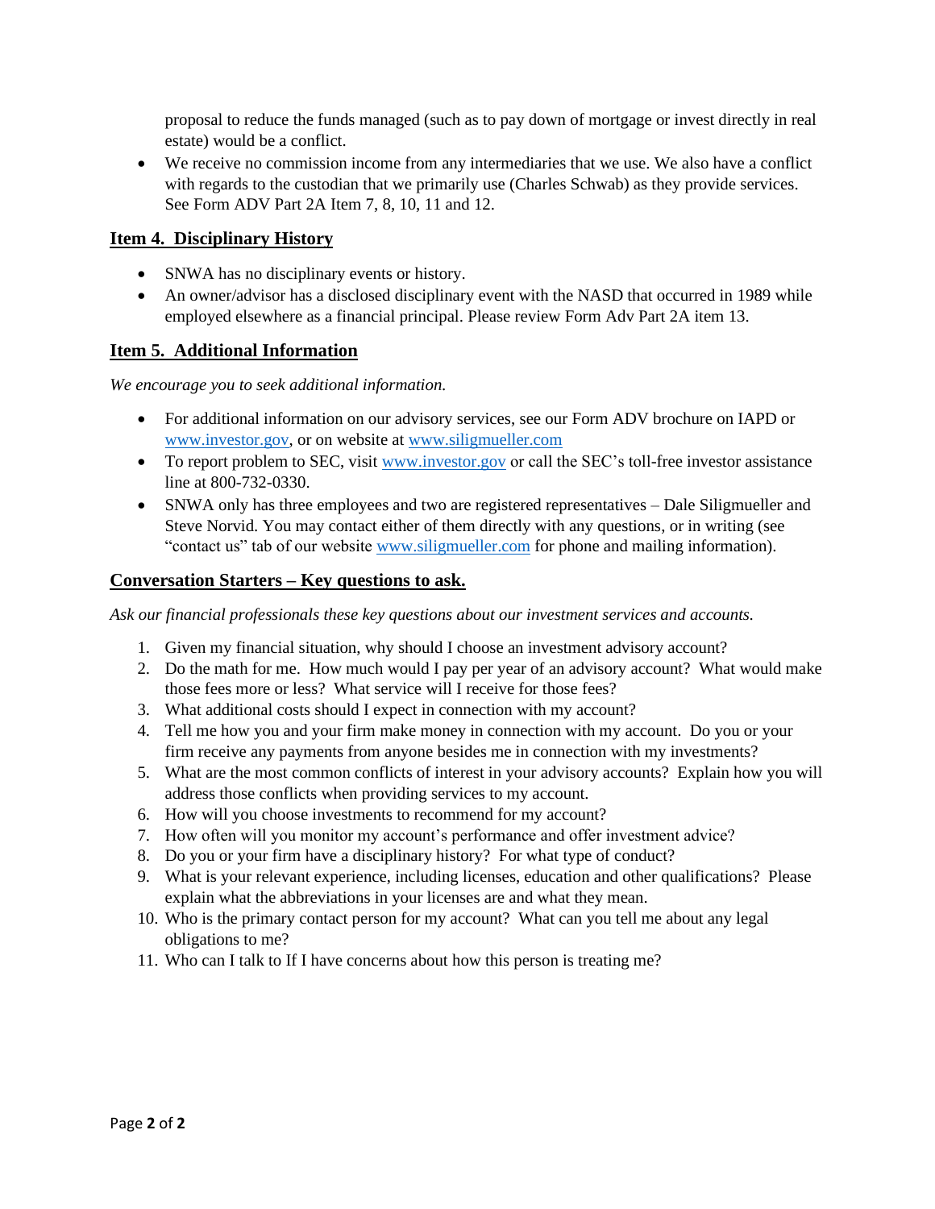proposal to reduce the funds managed (such as to pay down of mortgage or invest directly in real estate) would be a conflict.

- We receive no commission income from any intermediaries that we use. We also have a conflict with regards to the custodian that we primarily use (Charles Schwab) as they provide services. See Form ADV Part 2A Item 7, 8, 10, 11 and 12.

## Item 4. Disciplinary History

- SNWA has no disciplinary events or history.
- An owner/advisor has a disclosed disciplinary event with the NASD that occurred in 1989 while employed elsewhere as a financial principal. Please review Form Adv Part 2A item 13.

## Item 5. Additional Information

*We encourage you to seek additional information.*

- For additional information on our advisory services, see our Form ADV brochure on IAPD or www.investor.gov, or on website at www.siligmueller.com
- To report problem to SEC, visit www.investor.gov or call the SEC's toll-free investor assistance line at 800-732-0330.
- SNWA only has three employees and two are registered representatives – Dale Siligmueller and Steve Norvid. You may contact either of them directly with any questions, or in writing (see "contact us" tab of our website www.siligmueller.com for phone and mailing information).

## Conversation Starters – Key questions to ask.

*Ask our financial professionals these key questions about our investment services and accounts.*

1. Given my financial situation, why should I choose an investment advisory account?
2. Do the math for me. How much would I pay per year of an advisory account? What would make those fees more or less? What service will I receive for those fees?
3. What additional costs should I expect in connection with my account?
4. Tell me how you and your firm make money in connection with my account. Do you or your firm receive any payments from anyone besides me in connection with my investments?
5. What are the most common conflicts of interest in your advisory accounts? Explain how you will address those conflicts when providing services to my account.
6. How will you choose investments to recommend for my account?
7. How often will you monitor my account's performance and offer investment advice?
8. Do you or your firm have a disciplinary history? For what type of conduct?
9. What is your relevant experience, including licenses, education and other qualifications? Please explain what the abbreviations in your licenses are and what they mean.
10. Who is the primary contact person for my account? What can you tell me about any legal obligations to me?
11. Who can I talk to If I have concerns about how this person is treating me?